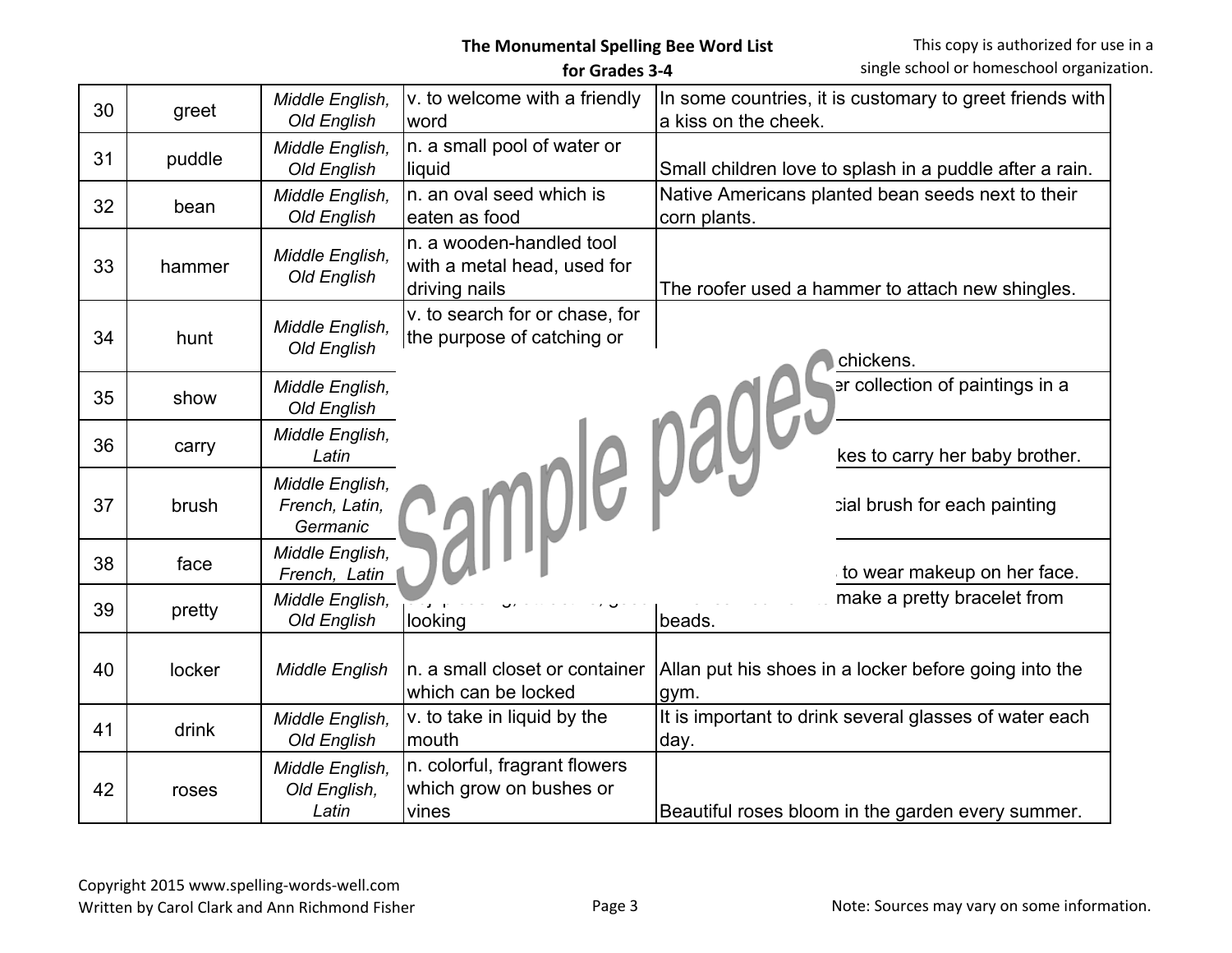| 30 | greet | *Middle English, Old English* | v. to welcome with a friendly word | In some countries, it is customary to greet friends with a kiss on the cheek. |
|---|---|---|---|---|
| 31 | puddle | *Middle English, Old English* | n. a small pool of water or liquid | Small children love to splash in a puddle after a rain. |
| 32 | bean | *Middle English, Old English* | n. an oval seed which is eaten as food | Native Americans planted bean seeds next to their corn plants. |
| 33 | hammer | *Middle English, Old English* | n. a wooden-handled tool with a metal head, used for driving nails | The roofer used a hammer to attach new shingles. |
| 34 | hunt | *Middle English, Old English* | v. to search for or chase, for the purpose of catching or | chickens. |
| 35 | show | *Middle English, Old English* | | er collection of paintings in a |
| 36 | carry | *Middle English, Latin* | | kes to carry her baby brother. |
| 37 | brush | *Middle English, French, Latin, Germanic* | | cial brush for each painting |
| 38 | face | *Middle English, French, Latin* | | to wear makeup on her face. |
| 39 | pretty | *Middle English, Old English* | looking | make a pretty bracelet from beads. |
| 40 | locker | *Middle English* | n. a small closet or container which can be locked | Allan put his shoes in a locker before going into the gym. |
| 41 | drink | *Middle English, Old English* | v. to take in liquid by the mouth | It is important to drink several glasses of water each day. |
| 42 | roses | *Middle English, Old English, Latin* | n. colorful, fragrant flowers which grow on bushes or vines | Beautiful roses bloom in the garden every summer. |

Sample pages

Copyright 2015 www.spelling-words-well.com
Written by Carol Clark and Ann Richmond Fisher

Note: Sources may vary on some information.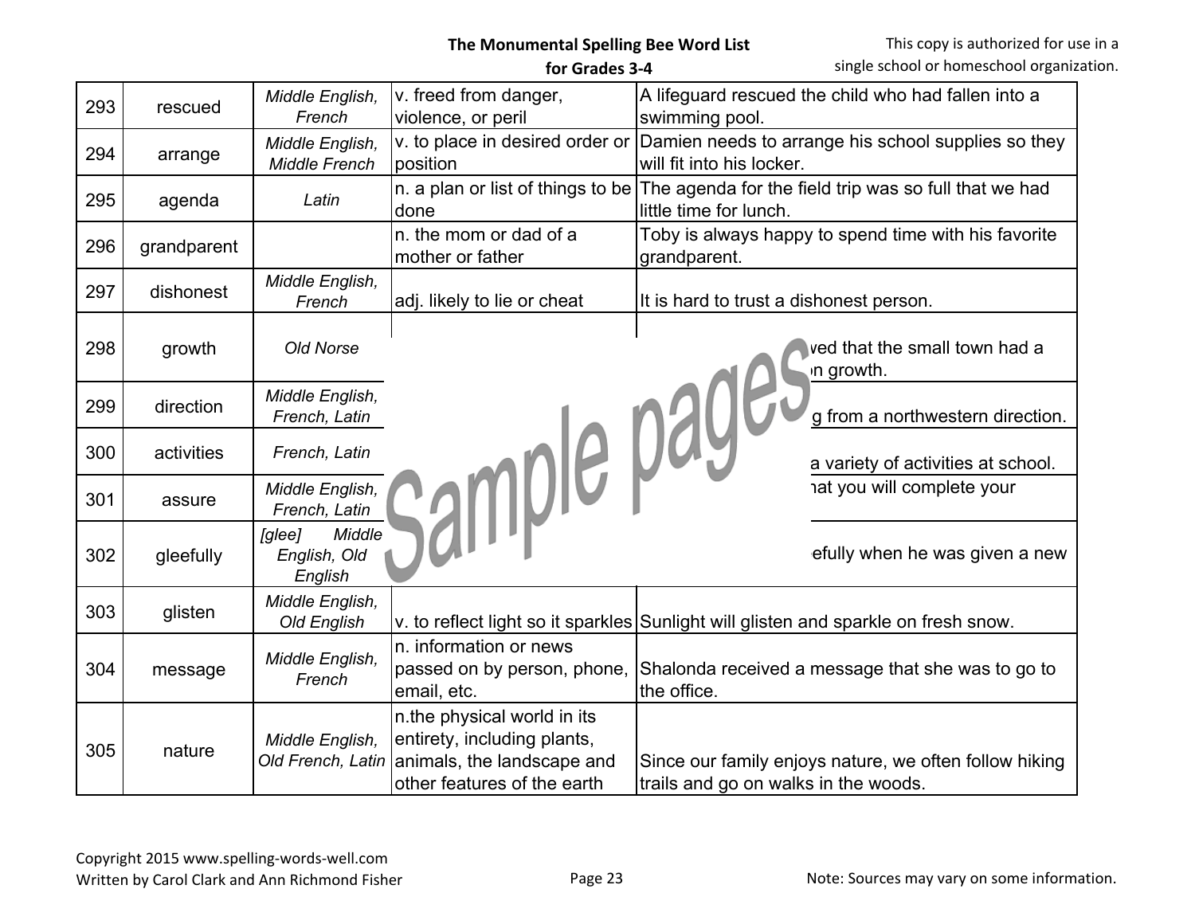| 293 | rescued | *Middle English, French* | v. freed from danger, violence, or peril | A lifeguard rescued the child who had fallen into a swimming pool. |
|---|---|---|---|---|
| 294 | arrange | *Middle English, Middle French* | v. to place in desired order or position | Damien needs to arrange his school supplies so they will fit into his locker. |
| 295 | agenda | *Latin* | n. a plan or list of things to be done | The agenda for the field trip was so full that we had little time for lunch. |
| 296 | grandparent | | n. the mom or dad of a mother or father | Toby is always happy to spend time with his favorite grandparent. |
| 297 | dishonest | *Middle English, French* | adj. likely to lie or cheat | It is hard to trust a dishonest person. |
| 298 | growth | *Old Norse* | | ved that the small town had a n growth. |
| 299 | direction | *Middle English, French, Latin* | | g from a northwestern direction. |
| 300 | activities | *French, Latin* | | a variety of activities at school. |
| 301 | assure | *Middle English, French, Latin* | | at you will complete your |
| 302 | gleefully | *[glee] Middle English, Old English* | | efully when he was given a new |
| 303 | glisten | *Middle English, Old English* | v. to reflect light so it sparkles | Sunlight will glisten and sparkle on fresh snow. |
| 304 | message | *Middle English, French* | n. information or news passed on by person, phone, email, etc. | Shalonda received a message that she was to go to the office. |
| 305 | nature | *Middle English, Old French, Latin* | n.the physical world in its entirety, including plants, animals, the landscape and other features of the earth | Since our family enjoys nature, we often follow hiking trails and go on walks in the woods. |

Sample pages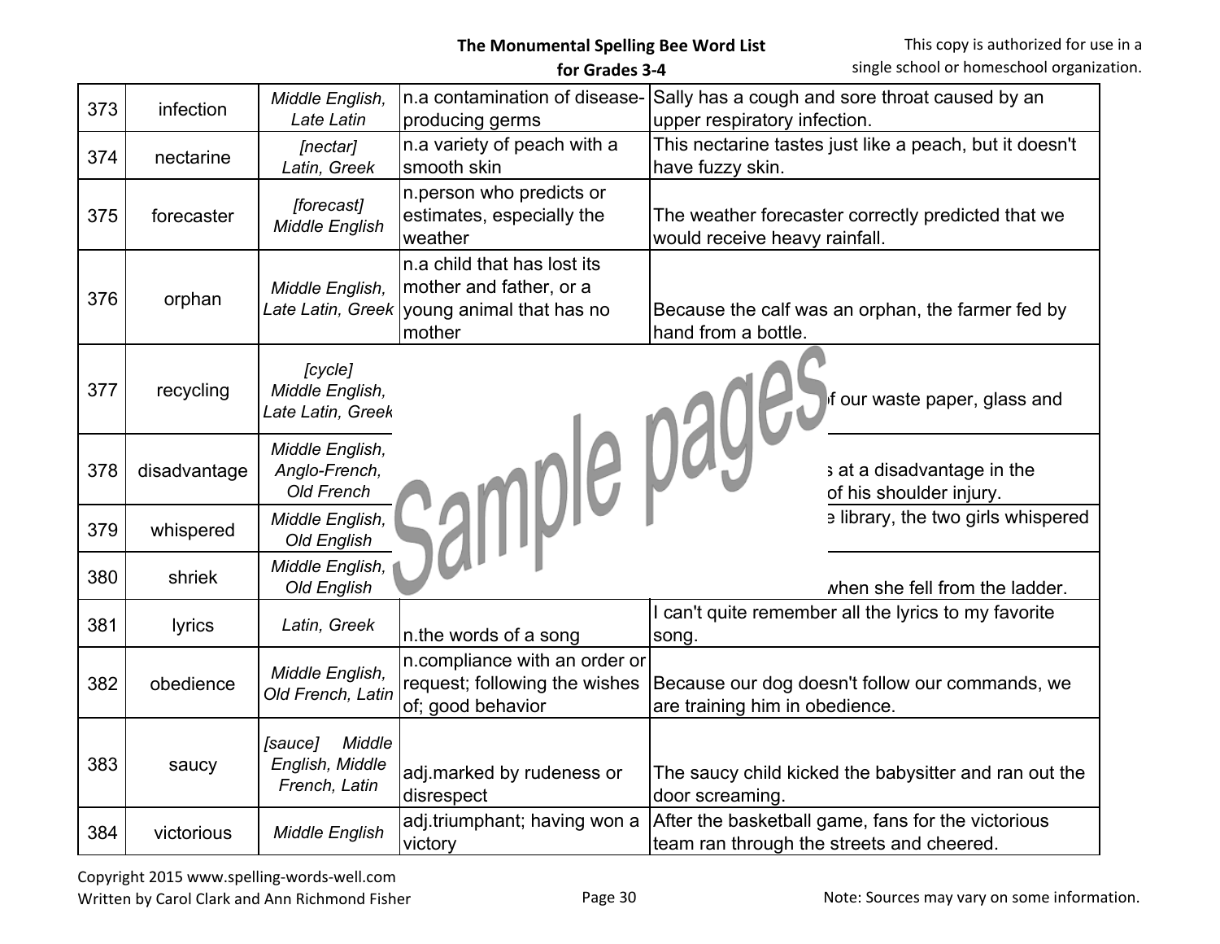| | | | | |
|---|---|---|---|---|
| 373 | infection | *Middle English, Late Latin* | n.a contamination of disease-producing germs | Sally has a cough and sore throat caused by an upper respiratory infection. |
| 374 | nectarine | *[nectar] Latin, Greek* | n.a variety of peach with a smooth skin | This nectarine tastes just like a peach, but it doesn't have fuzzy skin. |
| 375 | forecaster | *[forecast] Middle English* | n.person who predicts or estimates, especially the weather | The weather forecaster correctly predicted that we would receive heavy rainfall. |
| 376 | orphan | *Middle English, Late Latin, Greek* | n.a child that has lost its mother and father, or a young animal that has no mother | Because the calf was an orphan, the farmer fed by hand from a bottle. |
| 377 | recycling | *[cycle] Middle English, Late Latin, Greek* | | ...f our waste paper, glass and |
| 378 | disadvantage | *Middle English, Anglo-French, Old French* | | ...s at a disadvantage in the ...of his shoulder injury. |
| 379 | whispered | *Middle English, Old English* | | ...e library, the two girls whispered |
| 380 | shriek | *Middle English, Old English* | | ...when she fell from the ladder. |
| 381 | lyrics | *Latin, Greek* | n.the words of a song | I can't quite remember all the lyrics to my favorite song. |
| 382 | obedience | *Middle English, Old French, Latin* | n.compliance with an order or request; following the wishes of; good behavior | Because our dog doesn't follow our commands, we are training him in obedience. |
| 383 | saucy | *[sauce] Middle English, Middle French, Latin* | adj.marked by rudeness or disrespect | The saucy child kicked the babysitter and ran out the door screaming. |
| 384 | victorious | *Middle English* | adj.triumphant; having won a victory | After the basketball game, fans for the victorious team ran through the streets and cheered. |

Sample pages

Copyright 2015 www.spelling-words-well.com
Written by Carol Clark and Ann Richmond Fisher

Note: Sources may vary on some information.